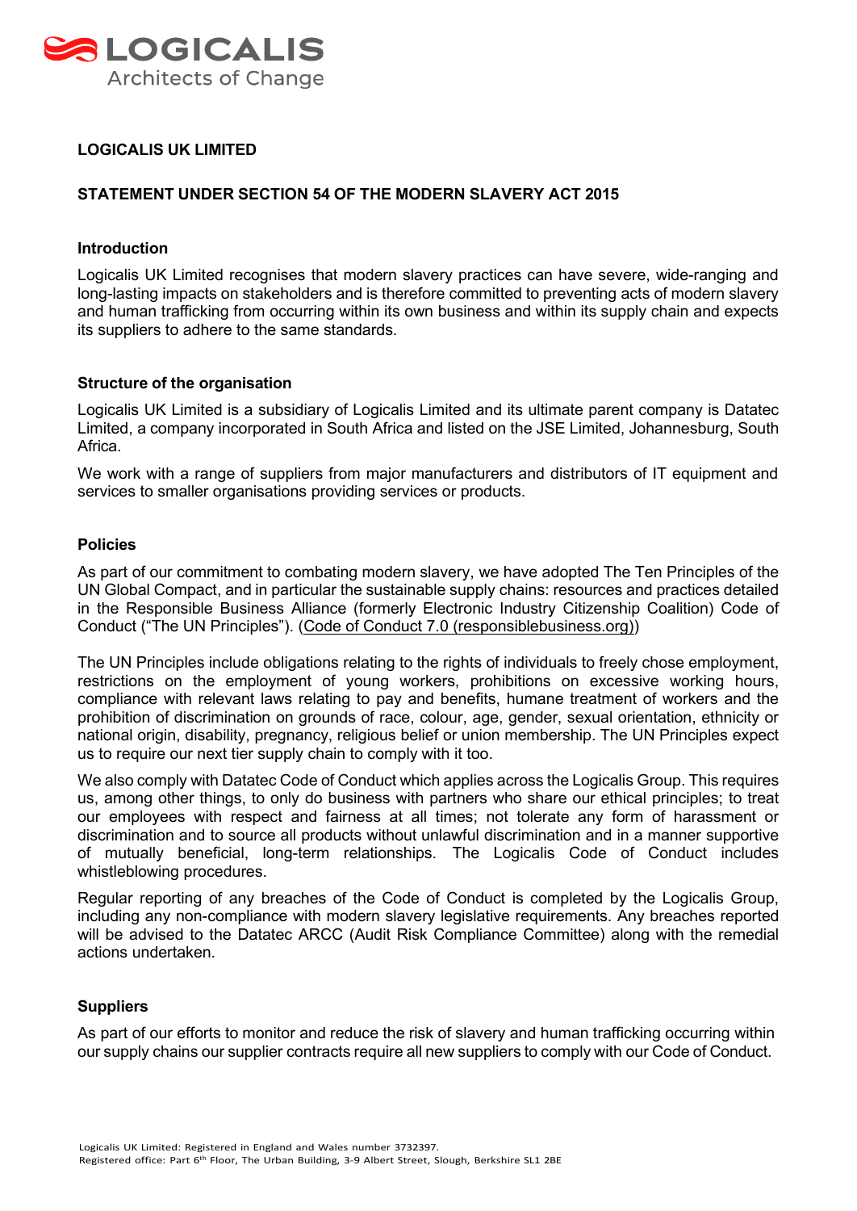**LOGICALIS UK LIMITED**

**STATEMENT UNDER SECTION 54 OF THE MODERN SLAVERY ACT 2015**

**Introduction**

Logicalis UK Limited recognises that modern slavery practices can have severe, wide-ranging and long-lasting impacts on stakeholders and is therefore committed to preventing acts of modern slavery and human trafficking from occurring within its own business and within its supply chain and expects its suppliers to adhere to the same standards.

**Structure of the organisation**

Logicalis UK Limited is a subsidiary of Logicalis Limited and its ultimate parent company is Datatec Limited, a company incorporated in South Africa and listed on the JSE Limited, Johannesburg, South Africa.

We work with a range of suppliers from major manufacturers and distributors of IT equipment and services to smaller organisations providing services or products.

**Policies**

As part of our commitment to combating modern slavery, we have adopted The Ten Principles of the UN Global Compact, and in particular the sustainable supply chains: resources and practices detailed in the Responsible Business Alliance (formerly Electronic Industry Citizenship Coalition) Code of Conduct ("The UN Principles"). (Code of Conduct 7.0 (responsiblebusiness.org))

The UN Principles include obligations relating to the rights of individuals to freely chose employment, restrictions on the employment of young workers, prohibitions on excessive working hours, compliance with relevant laws relating to pay and benefits, humane treatment of workers and the prohibition of discrimination on grounds of race, colour, age, gender, sexual orientation, ethnicity or national origin, disability, pregnancy, religious belief or union membership. The UN Principles expect us to require our next tier supply chain to comply with it too.

We also comply with Datatec Code of Conduct which applies across the Logicalis Group. This requires us, among other things, to only do business with partners who share our ethical principles; to treat our employees with respect and fairness at all times; not tolerate any form of harassment or discrimination and to source all products without unlawful discrimination and in a manner supportive of mutually beneficial, long-term relationships. The Logicalis Code of Conduct includes whistleblowing procedures.

Regular reporting of any breaches of the Code of Conduct is completed by the Logicalis Group, including any non-compliance with modern slavery legislative requirements. Any breaches reported will be advised to the Datatec ARCC (Audit Risk Compliance Committee) along with the remedial actions undertaken.

**Suppliers**

As part of our efforts to monitor and reduce the risk of slavery and human trafficking occurring within our supply chains our supplier contracts require all new suppliers to comply with our Code of Conduct.

Logicalis UK Limited: Registered in England and Wales number 3732397.
Registered office: Part 6th Floor, The Urban Building, 3-9 Albert Street, Slough, Berkshire SL1 2BE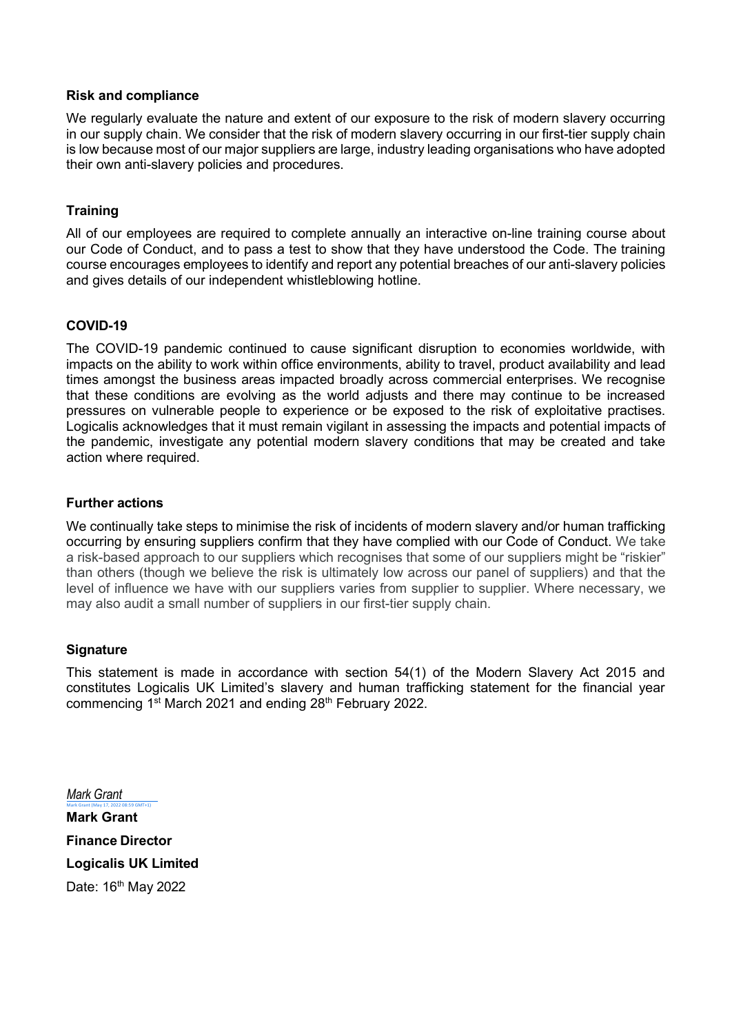**Risk and compliance**

We regularly evaluate the nature and extent of our exposure to the risk of modern slavery occurring in our supply chain. We consider that the risk of modern slavery occurring in our first-tier supply chain is low because most of our major suppliers are large, industry leading organisations who have adopted their own anti-slavery policies and procedures.

**Training**

All of our employees are required to complete annually an interactive on-line training course about our Code of Conduct, and to pass a test to show that they have understood the Code. The training course encourages employees to identify and report any potential breaches of our anti-slavery policies and gives details of our independent whistleblowing hotline.

**COVID-19**

The COVID-19 pandemic continued to cause significant disruption to economies worldwide, with impacts on the ability to work within office environments, ability to travel, product availability and lead times amongst the business areas impacted broadly across commercial enterprises. We recognise that these conditions are evolving as the world adjusts and there may continue to be increased pressures on vulnerable people to experience or be exposed to the risk of exploitative practises. Logicalis acknowledges that it must remain vigilant in assessing the impacts and potential impacts of the pandemic, investigate any potential modern slavery conditions that may be created and take action where required.

**Further actions**

We continually take steps to minimise the risk of incidents of modern slavery and/or human trafficking occurring by ensuring suppliers confirm that they have complied with our Code of Conduct. We take a risk-based approach to our suppliers which recognises that some of our suppliers might be "riskier" than others (though we believe the risk is ultimately low across our panel of suppliers) and that the level of influence we have with our suppliers varies from supplier to supplier. Where necessary, we may also audit a small number of suppliers in our first-tier supply chain.

**Signature**

This statement is made in accordance with section 54(1) of the Modern Slavery Act 2015 and constitutes Logicalis UK Limited's slavery and human trafficking statement for the financial year commencing 1st March 2021 and ending 28th February 2022.

*Mark Grant*
Mark Grant (May 17, 2022 08:59 GMT+1)

**Mark Grant**

**Finance Director**

**Logicalis UK Limited**

Date: 16th May 2022